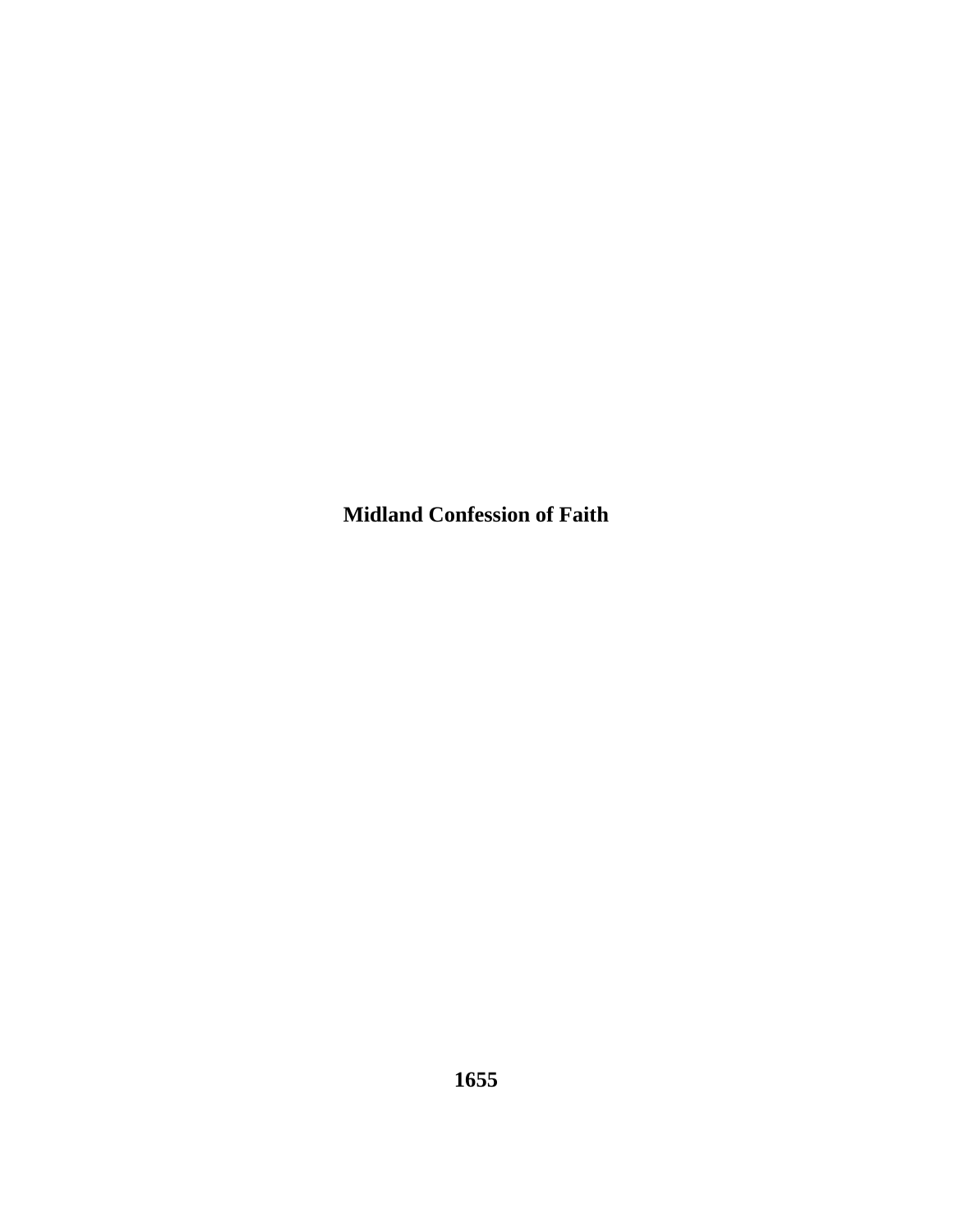# Midland Confession of Faith

**1655**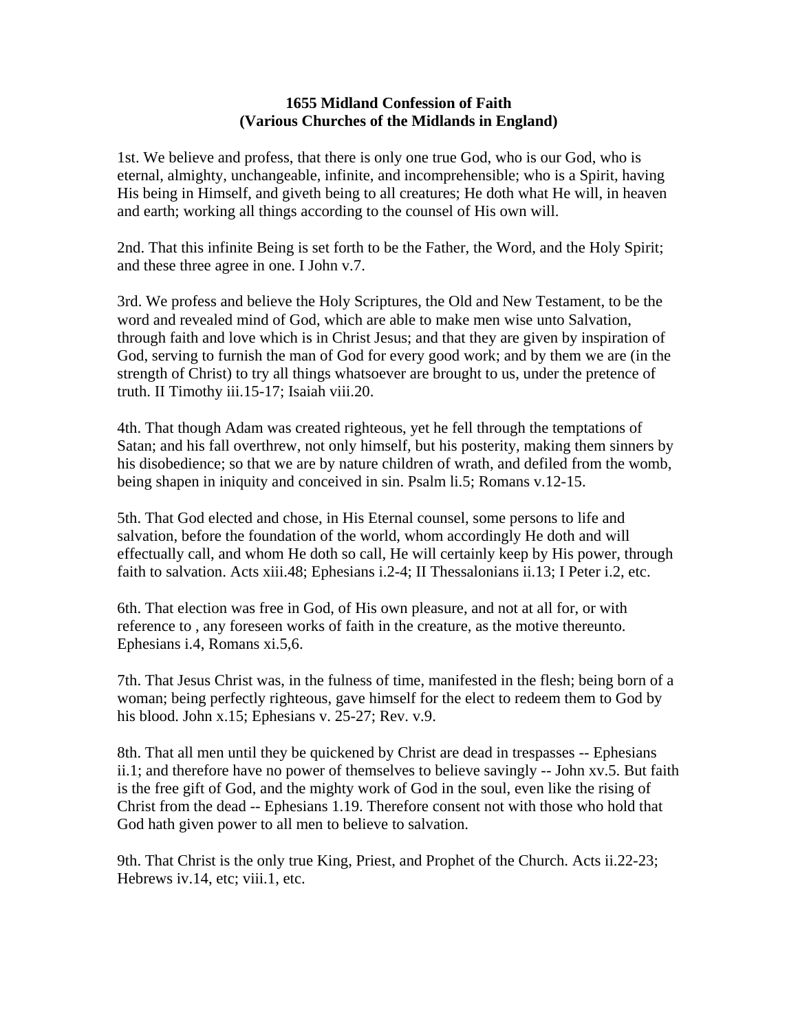**1655 Midland Confession of Faith**
**(Various Churches of the Midlands in England)**

1st. We believe and profess, that there is only one true God, who is our God, who is eternal, almighty, unchangeable, infinite, and incomprehensible; who is a Spirit, having His being in Himself, and giveth being to all creatures; He doth what He will, in heaven and earth; working all things according to the counsel of His own will.

2nd. That this infinite Being is set forth to be the Father, the Word, and the Holy Spirit; and these three agree in one. I John v.7.

3rd. We profess and believe the Holy Scriptures, the Old and New Testament, to be the word and revealed mind of God, which are able to make men wise unto Salvation, through faith and love which is in Christ Jesus; and that they are given by inspiration of God, serving to furnish the man of God for every good work; and by them we are (in the strength of Christ) to try all things whatsoever are brought to us, under the pretence of truth. II Timothy iii.15-17; Isaiah viii.20.

4th. That though Adam was created righteous, yet he fell through the temptations of Satan; and his fall overthrew, not only himself, but his posterity, making them sinners by his disobedience; so that we are by nature children of wrath, and defiled from the womb, being shapen in iniquity and conceived in sin. Psalm li.5; Romans v.12-15.

5th. That God elected and chose, in His Eternal counsel, some persons to life and salvation, before the foundation of the world, whom accordingly He doth and will effectually call, and whom He doth so call, He will certainly keep by His power, through faith to salvation. Acts xiii.48; Ephesians i.2-4; II Thessalonians ii.13; I Peter i.2, etc.

6th. That election was free in God, of His own pleasure, and not at all for, or with reference to , any foreseen works of faith in the creature, as the motive thereunto. Ephesians i.4, Romans xi.5,6.

7th. That Jesus Christ was, in the fulness of time, manifested in the flesh; being born of a woman; being perfectly righteous, gave himself for the elect to redeem them to God by his blood. John x.15; Ephesians v. 25-27; Rev. v.9.

8th. That all men until they be quickened by Christ are dead in trespasses -- Ephesians ii.1; and therefore have no power of themselves to believe savingly -- John xv.5. But faith is the free gift of God, and the mighty work of God in the soul, even like the rising of Christ from the dead -- Ephesians 1.19. Therefore consent not with those who hold that God hath given power to all men to believe to salvation.

9th. That Christ is the only true King, Priest, and Prophet of the Church. Acts ii.22-23; Hebrews iv.14, etc; viii.1, etc.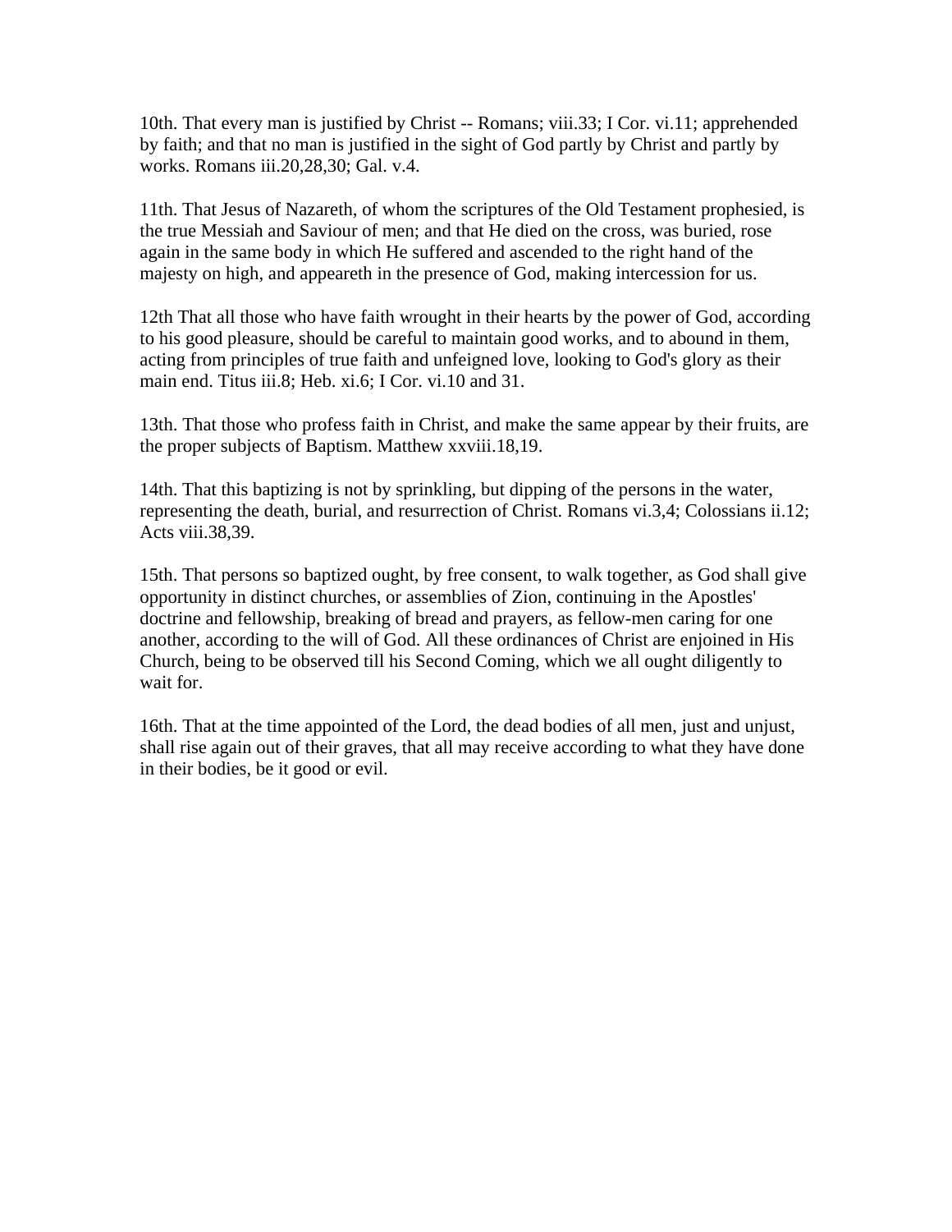10th. That every man is justified by Christ -- Romans; viii.33; I Cor. vi.11; apprehended by faith; and that no man is justified in the sight of God partly by Christ and partly by works. Romans iii.20,28,30; Gal. v.4.

11th. That Jesus of Nazareth, of whom the scriptures of the Old Testament prophesied, is the true Messiah and Saviour of men; and that He died on the cross, was buried, rose again in the same body in which He suffered and ascended to the right hand of the majesty on high, and appeareth in the presence of God, making intercession for us.

12th That all those who have faith wrought in their hearts by the power of God, according to his good pleasure, should be careful to maintain good works, and to abound in them, acting from principles of true faith and unfeigned love, looking to God's glory as their main end. Titus iii.8; Heb. xi.6; I Cor. vi.10 and 31.

13th. That those who profess faith in Christ, and make the same appear by their fruits, are the proper subjects of Baptism. Matthew xxviii.18,19.

14th. That this baptizing is not by sprinkling, but dipping of the persons in the water, representing the death, burial, and resurrection of Christ. Romans vi.3,4; Colossians ii.12; Acts viii.38,39.

15th. That persons so baptized ought, by free consent, to walk together, as God shall give opportunity in distinct churches, or assemblies of Zion, continuing in the Apostles' doctrine and fellowship, breaking of bread and prayers, as fellow-men caring for one another, according to the will of God. All these ordinances of Christ are enjoined in His Church, being to be observed till his Second Coming, which we all ought diligently to wait for.

16th. That at the time appointed of the Lord, the dead bodies of all men, just and unjust, shall rise again out of their graves, that all may receive according to what they have done in their bodies, be it good or evil.